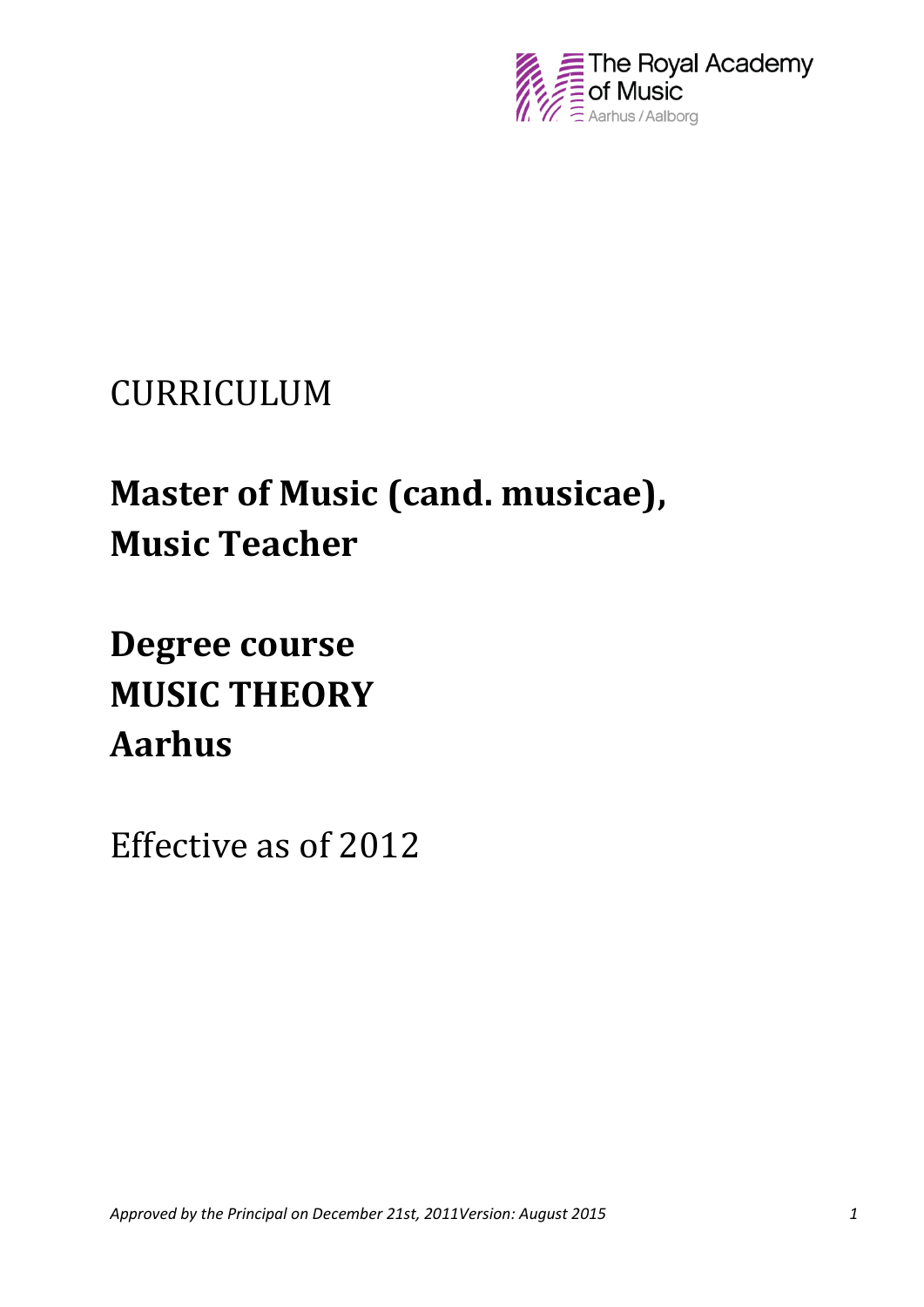The Royal Academy of Music
Aarhus / Aalborg

CURRICULUM

# Master of Music (cand. musicae), Music Teacher

# Degree course MUSIC THEORY Aarhus

Effective as of 2012

*Approved by the Principal on December 21st, 2011Version: August 2015*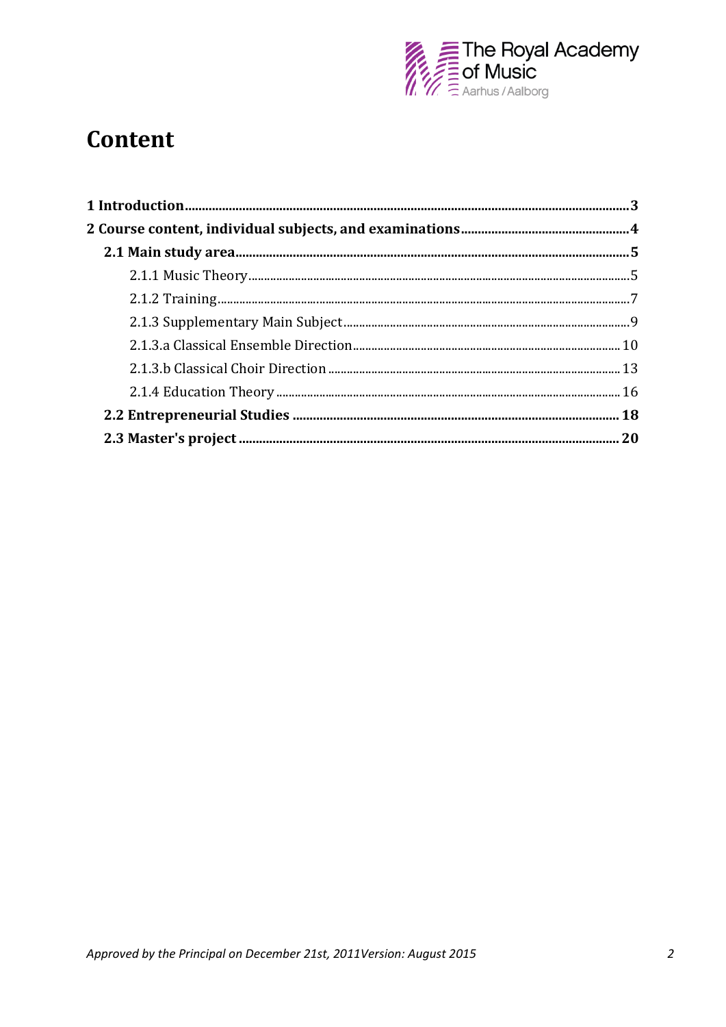# Content

**1 Introduction** .......... **3**

**2 Course content, individual subjects, and examinations** .......... **4**

- **2.1 Main study area** .......... **5**
  - 2.1.1 Music Theory .......... 5
  - 2.1.2 Training .......... 7
  - 2.1.3 Supplementary Main Subject .......... 9
  - 2.1.3.a Classical Ensemble Direction .......... 10
  - 2.1.3.b Classical Choir Direction .......... 13
  - 2.1.4 Education Theory .......... 16
- **2.2 Entrepreneurial Studies** .......... **18**
- **2.3 Master's project** .......... **20**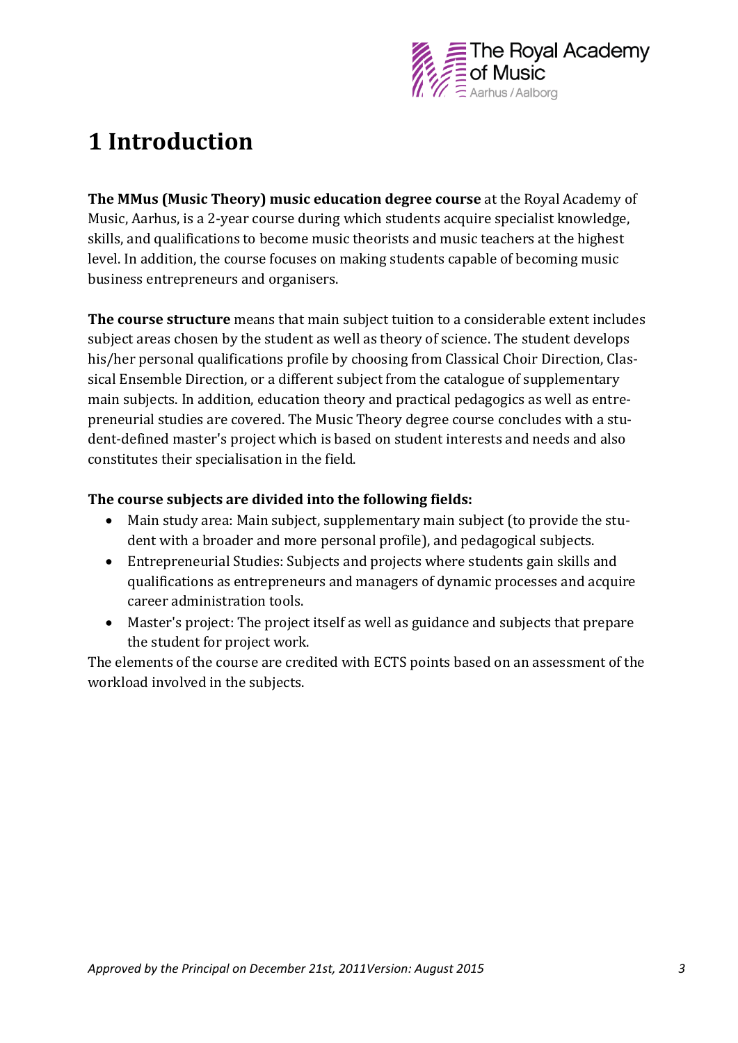# 1 Introduction

**The MMus (Music Theory) music education degree course** at the Royal Academy of Music, Aarhus, is a 2-year course during which students acquire specialist knowledge, skills, and qualifications to become music theorists and music teachers at the highest level. In addition, the course focuses on making students capable of becoming music business entrepreneurs and organisers.

**The course structure** means that main subject tuition to a considerable extent includes subject areas chosen by the student as well as theory of science. The student develops his/her personal qualifications profile by choosing from Classical Choir Direction, Classical Ensemble Direction, or a different subject from the catalogue of supplementary main subjects. In addition, education theory and practical pedagogics as well as entrepreneurial studies are covered. The Music Theory degree course concludes with a student-defined master's project which is based on student interests and needs and also constitutes their specialisation in the field.

**The course subjects are divided into the following fields:**

- Main study area: Main subject, supplementary main subject (to provide the student with a broader and more personal profile), and pedagogical subjects.
- Entrepreneurial Studies: Subjects and projects where students gain skills and qualifications as entrepreneurs and managers of dynamic processes and acquire career administration tools.
- Master's project: The project itself as well as guidance and subjects that prepare the student for project work.

The elements of the course are credited with ECTS points based on an assessment of the workload involved in the subjects.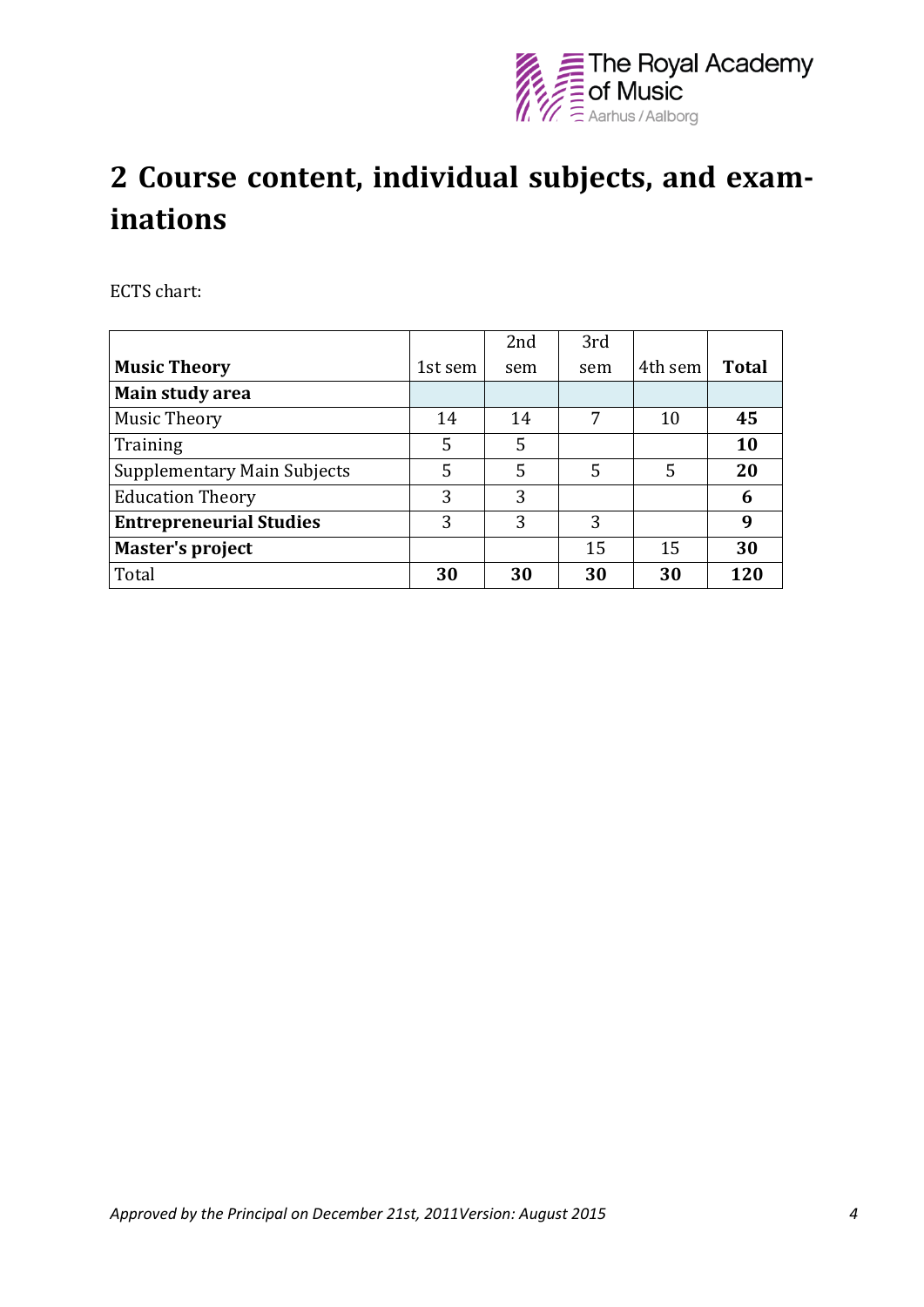# 2 Course content, individual subjects, and examinations

ECTS chart:

| **Music Theory** | 1st sem | 2nd sem | 3rd sem | 4th sem | **Total** |
|---|---|---|---|---|---|
| **Main study area** | | | | | |
| Music Theory | 14 | 14 | 7 | 10 | **45** |
| Training | 5 | 5 | | | **10** |
| Supplementary Main Subjects | 5 | 5 | 5 | 5 | **20** |
| Education Theory | 3 | 3 | | | **6** |
| **Entrepreneurial Studies** | 3 | 3 | 3 | | **9** |
| **Master's project** | | | 15 | 15 | **30** |
| Total | **30** | **30** | **30** | **30** | **120** |

*Approved by the Principal on December 21st, 2011Version: August 2015*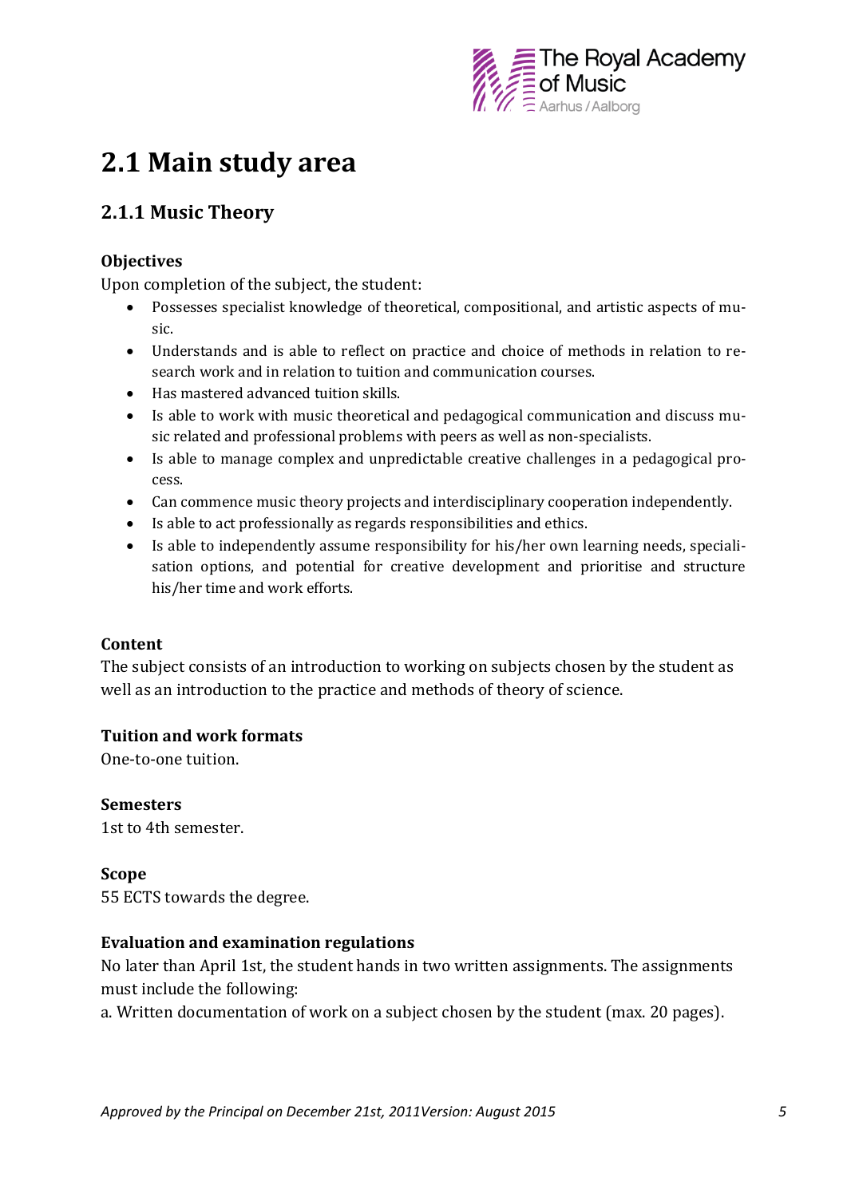# 2.1 Main study area

## 2.1.1 Music Theory

### Objectives

Upon completion of the subject, the student:

- Possesses specialist knowledge of theoretical, compositional, and artistic aspects of music.
- Understands and is able to reflect on practice and choice of methods in relation to research work and in relation to tuition and communication courses.
- Has mastered advanced tuition skills.
- Is able to work with music theoretical and pedagogical communication and discuss music related and professional problems with peers as well as non-specialists.
- Is able to manage complex and unpredictable creative challenges in a pedagogical process.
- Can commence music theory projects and interdisciplinary cooperation independently.
- Is able to act professionally as regards responsibilities and ethics.
- Is able to independently assume responsibility for his/her own learning needs, specialisation options, and potential for creative development and prioritise and structure his/her time and work efforts.

### Content

The subject consists of an introduction to working on subjects chosen by the student as well as an introduction to the practice and methods of theory of science.

### Tuition and work formats

One-to-one tuition.

### Semesters

1st to 4th semester.

### Scope

55 ECTS towards the degree.

### Evaluation and examination regulations

No later than April 1st, the student hands in two written assignments. The assignments must include the following:

a. Written documentation of work on a subject chosen by the student (max. 20 pages).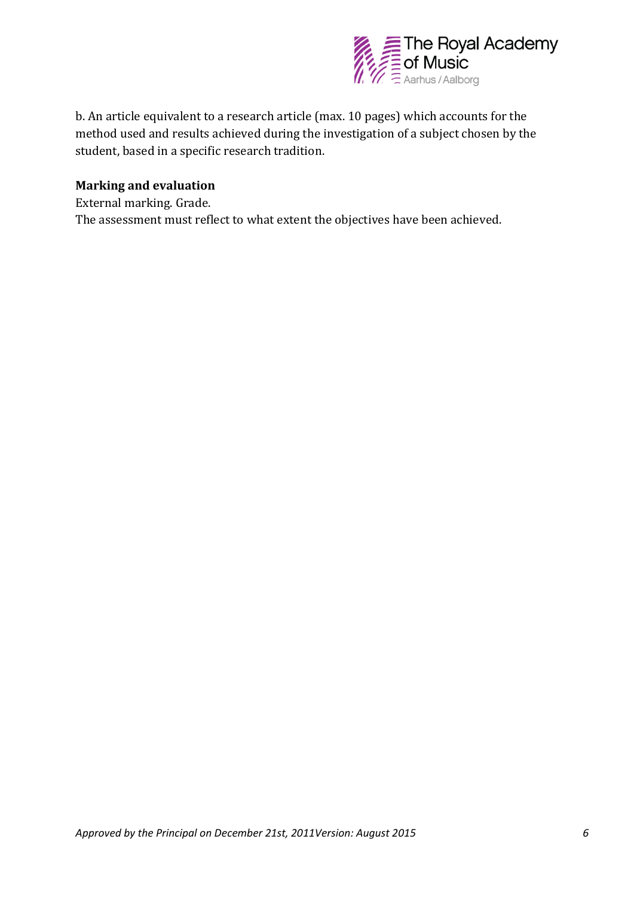b. An article equivalent to a research article (max. 10 pages) which accounts for the method used and results achieved during the investigation of a subject chosen by the student, based in a specific research tradition.

**Marking and evaluation**

External marking. Grade.
The assessment must reflect to what extent the objectives have been achieved.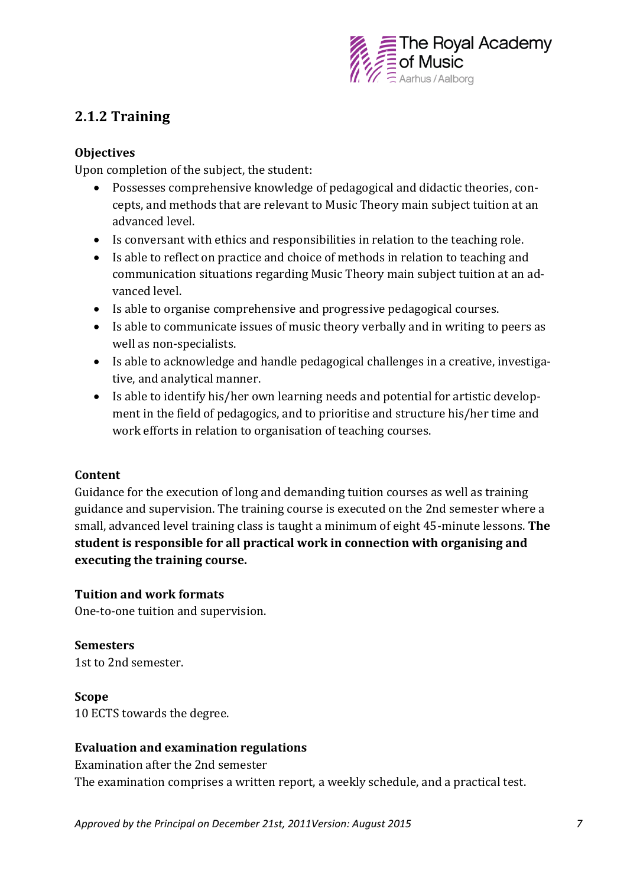## 2.1.2 Training

**Objectives**

Upon completion of the subject, the student:

- Possesses comprehensive knowledge of pedagogical and didactic theories, concepts, and methods that are relevant to Music Theory main subject tuition at an advanced level.
- Is conversant with ethics and responsibilities in relation to the teaching role.
- Is able to reflect on practice and choice of methods in relation to teaching and communication situations regarding Music Theory main subject tuition at an advanced level.
- Is able to organise comprehensive and progressive pedagogical courses.
- Is able to communicate issues of music theory verbally and in writing to peers as well as non-specialists.
- Is able to acknowledge and handle pedagogical challenges in a creative, investigative, and analytical manner.
- Is able to identify his/her own learning needs and potential for artistic development in the field of pedagogics, and to prioritise and structure his/her time and work efforts in relation to organisation of teaching courses.

**Content**

Guidance for the execution of long and demanding tuition courses as well as training guidance and supervision. The training course is executed on the 2nd semester where a small, advanced level training class is taught a minimum of eight 45-minute lessons. **The student is responsible for all practical work in connection with organising and executing the training course.**

**Tuition and work formats**

One-to-one tuition and supervision.

**Semesters**

1st to 2nd semester.

**Scope**

10 ECTS towards the degree.

**Evaluation and examination regulations**

Examination after the 2nd semester

The examination comprises a written report, a weekly schedule, and a practical test.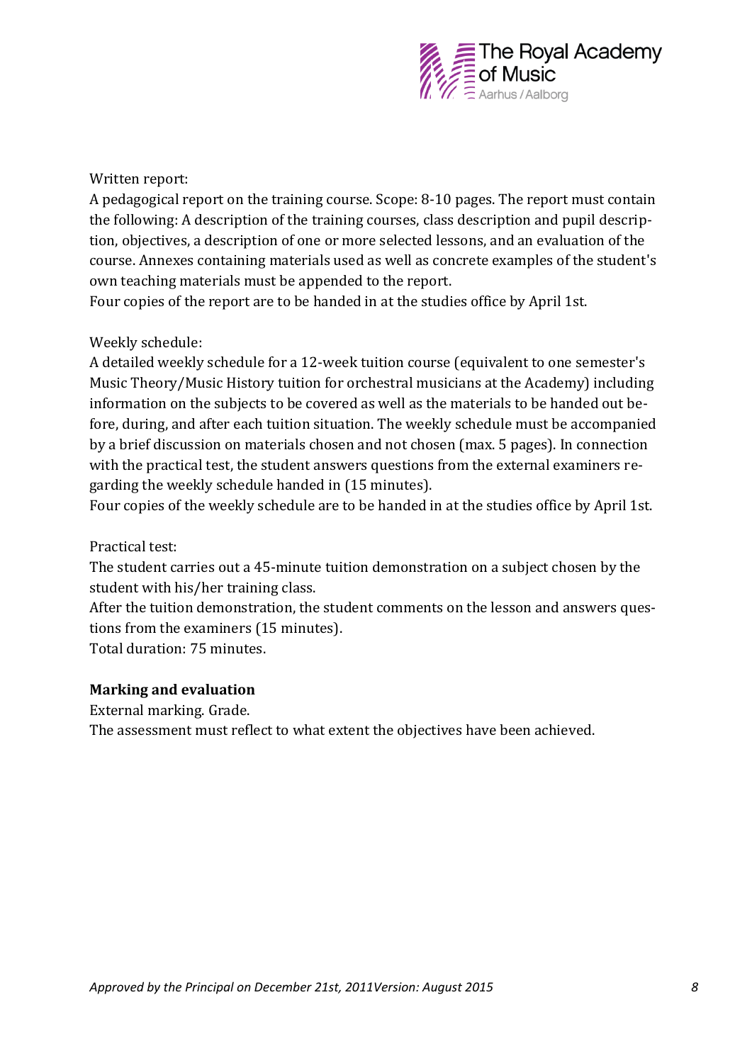Written report:
A pedagogical report on the training course. Scope: 8-10 pages. The report must contain the following: A description of the training courses, class description and pupil description, objectives, a description of one or more selected lessons, and an evaluation of the course. Annexes containing materials used as well as concrete examples of the student's own teaching materials must be appended to the report.
Four copies of the report are to be handed in at the studies office by April 1st.

Weekly schedule:
A detailed weekly schedule for a 12-week tuition course (equivalent to one semester's Music Theory/Music History tuition for orchestral musicians at the Academy) including information on the subjects to be covered as well as the materials to be handed out before, during, and after each tuition situation. The weekly schedule must be accompanied by a brief discussion on materials chosen and not chosen (max. 5 pages). In connection with the practical test, the student answers questions from the external examiners regarding the weekly schedule handed in (15 minutes).
Four copies of the weekly schedule are to be handed in at the studies office by April 1st.

Practical test:
The student carries out a 45-minute tuition demonstration on a subject chosen by the student with his/her training class.
After the tuition demonstration, the student comments on the lesson and answers questions from the examiners (15 minutes).
Total duration: 75 minutes.

**Marking and evaluation**
External marking. Grade.
The assessment must reflect to what extent the objectives have been achieved.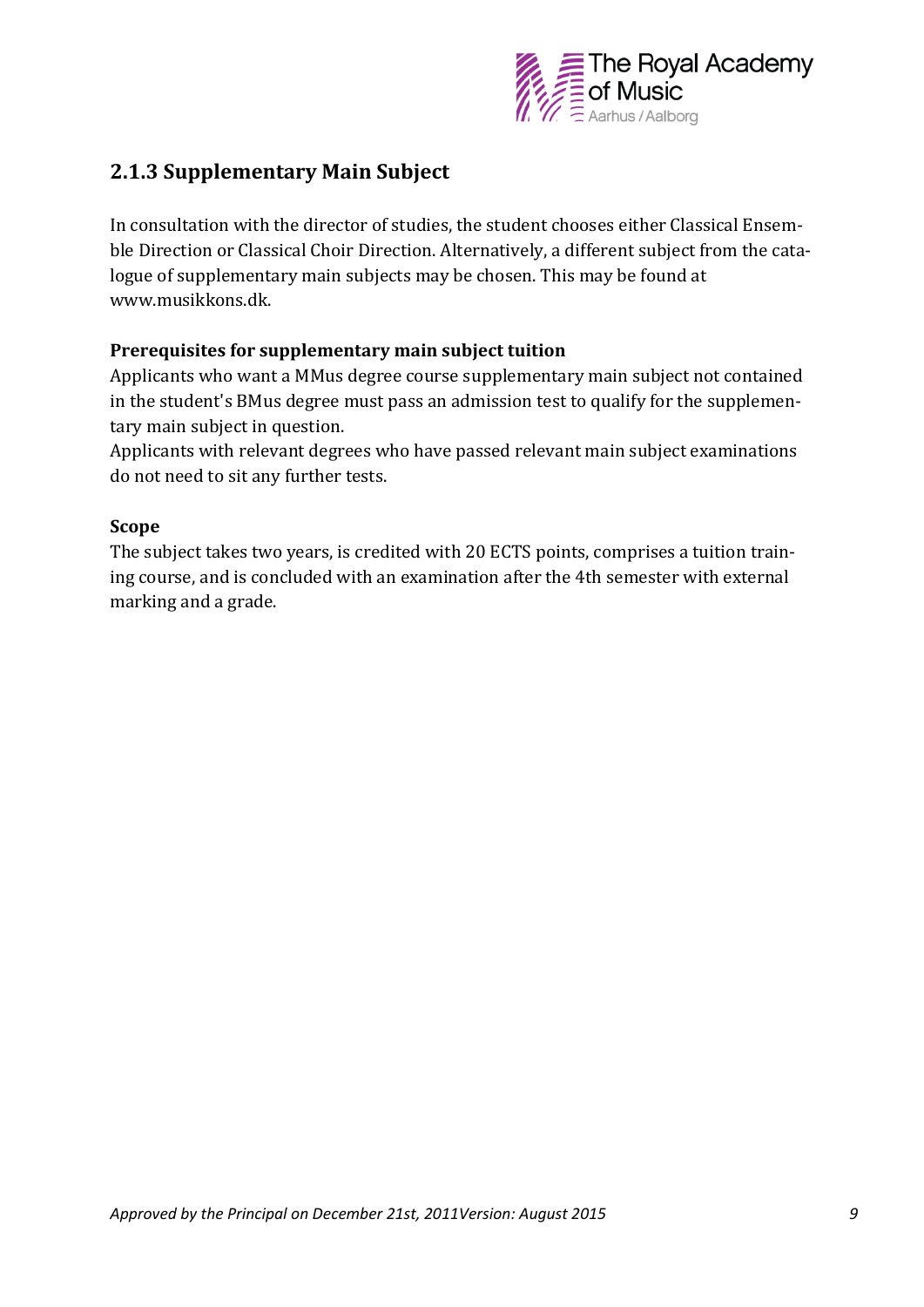## 2.1.3 Supplementary Main Subject

In consultation with the director of studies, the student chooses either Classical Ensemble Direction or Classical Choir Direction. Alternatively, a different subject from the catalogue of supplementary main subjects may be chosen. This may be found at www.musikkons.dk.

**Prerequisites for supplementary main subject tuition**

Applicants who want a MMus degree course supplementary main subject not contained in the student's BMus degree must pass an admission test to qualify for the supplementary main subject in question.
Applicants with relevant degrees who have passed relevant main subject examinations do not need to sit any further tests.

**Scope**

The subject takes two years, is credited with 20 ECTS points, comprises a tuition training course, and is concluded with an examination after the 4th semester with external marking and a grade.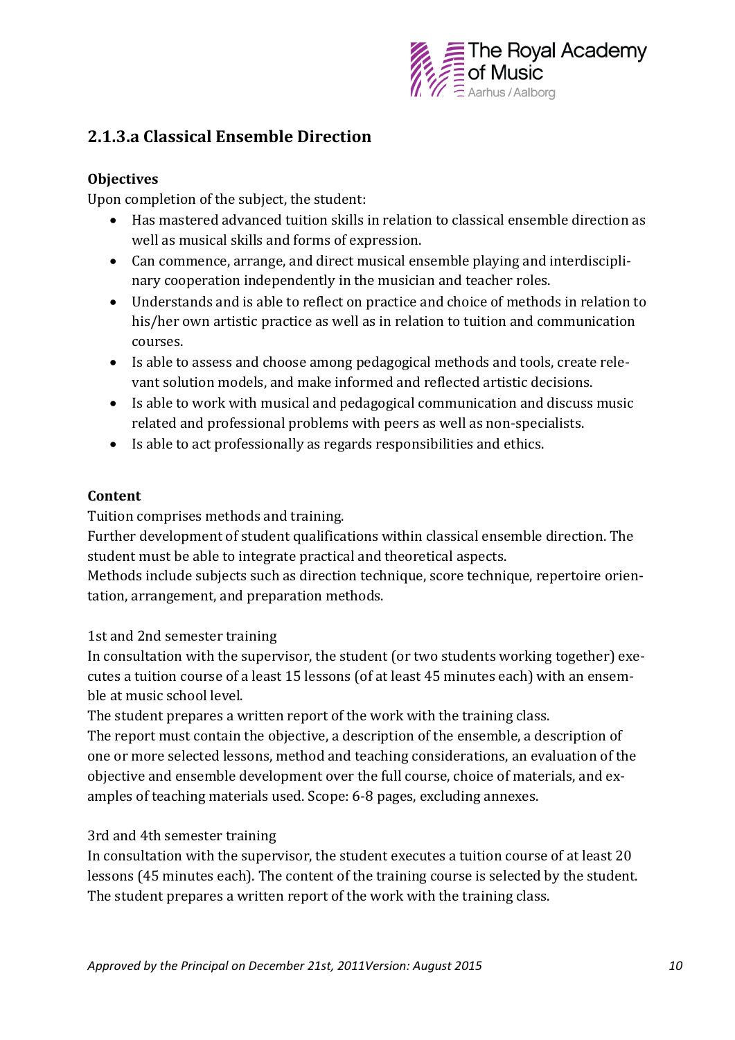## 2.1.3.a Classical Ensemble Direction

**Objectives**

Upon completion of the subject, the student:

- Has mastered advanced tuition skills in relation to classical ensemble direction as well as musical skills and forms of expression.
- Can commence, arrange, and direct musical ensemble playing and interdisciplinary cooperation independently in the musician and teacher roles.
- Understands and is able to reflect on practice and choice of methods in relation to his/her own artistic practice as well as in relation to tuition and communication courses.
- Is able to assess and choose among pedagogical methods and tools, create relevant solution models, and make informed and reflected artistic decisions.
- Is able to work with musical and pedagogical communication and discuss music related and professional problems with peers as well as non-specialists.
- Is able to act professionally as regards responsibilities and ethics.

**Content**

Tuition comprises methods and training.
Further development of student qualifications within classical ensemble direction. The student must be able to integrate practical and theoretical aspects.
Methods include subjects such as direction technique, score technique, repertoire orientation, arrangement, and preparation methods.

1st and 2nd semester training
In consultation with the supervisor, the student (or two students working together) executes a tuition course of a least 15 lessons (of at least 45 minutes each) with an ensemble at music school level.
The student prepares a written report of the work with the training class.
The report must contain the objective, a description of the ensemble, a description of one or more selected lessons, method and teaching considerations, an evaluation of the objective and ensemble development over the full course, choice of materials, and examples of teaching materials used. Scope: 6-8 pages, excluding annexes.

3rd and 4th semester training
In consultation with the supervisor, the student executes a tuition course of at least 20 lessons (45 minutes each). The content of the training course is selected by the student.
The student prepares a written report of the work with the training class.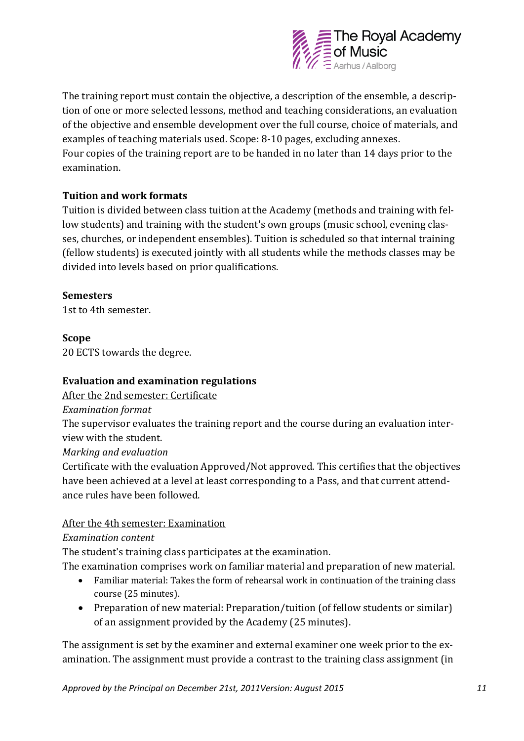The training report must contain the objective, a description of the ensemble, a description of one or more selected lessons, method and teaching considerations, an evaluation of the objective and ensemble development over the full course, choice of materials, and examples of teaching materials used. Scope: 8-10 pages, excluding annexes.
Four copies of the training report are to be handed in no later than 14 days prior to the examination.

**Tuition and work formats**
Tuition is divided between class tuition at the Academy (methods and training with fellow students) and training with the student's own groups (music school, evening classes, churches, or independent ensembles). Tuition is scheduled so that internal training (fellow students) is executed jointly with all students while the methods classes may be divided into levels based on prior qualifications.

**Semesters**
1st to 4th semester.

**Scope**
20 ECTS towards the degree.

**Evaluation and examination regulations**
<u>After the 2nd semester: Certificate</u>
*Examination format*
The supervisor evaluates the training report and the course during an evaluation interview with the student.
*Marking and evaluation*
Certificate with the evaluation Approved/Not approved. This certifies that the objectives have been achieved at a level at least corresponding to a Pass, and that current attendance rules have been followed.

<u>After the 4th semester: Examination</u>
*Examination content*
The student's training class participates at the examination.
The examination comprises work on familiar material and preparation of new material.

- Familiar material: Takes the form of rehearsal work in continuation of the training class course (25 minutes).
- Preparation of new material: Preparation/tuition (of fellow students or similar) of an assignment provided by the Academy (25 minutes).

The assignment is set by the examiner and external examiner one week prior to the examination. The assignment must provide a contrast to the training class assignment (in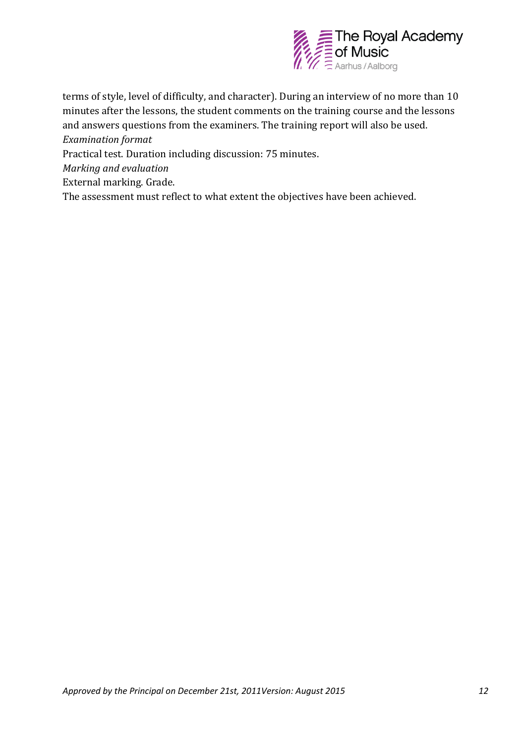terms of style, level of difficulty, and character). During an interview of no more than 10 minutes after the lessons, the student comments on the training course and the lessons and answers questions from the examiners. The training report will also be used.

*Examination format*

Practical test. Duration including discussion: 75 minutes.

*Marking and evaluation*

External marking. Grade.

The assessment must reflect to what extent the objectives have been achieved.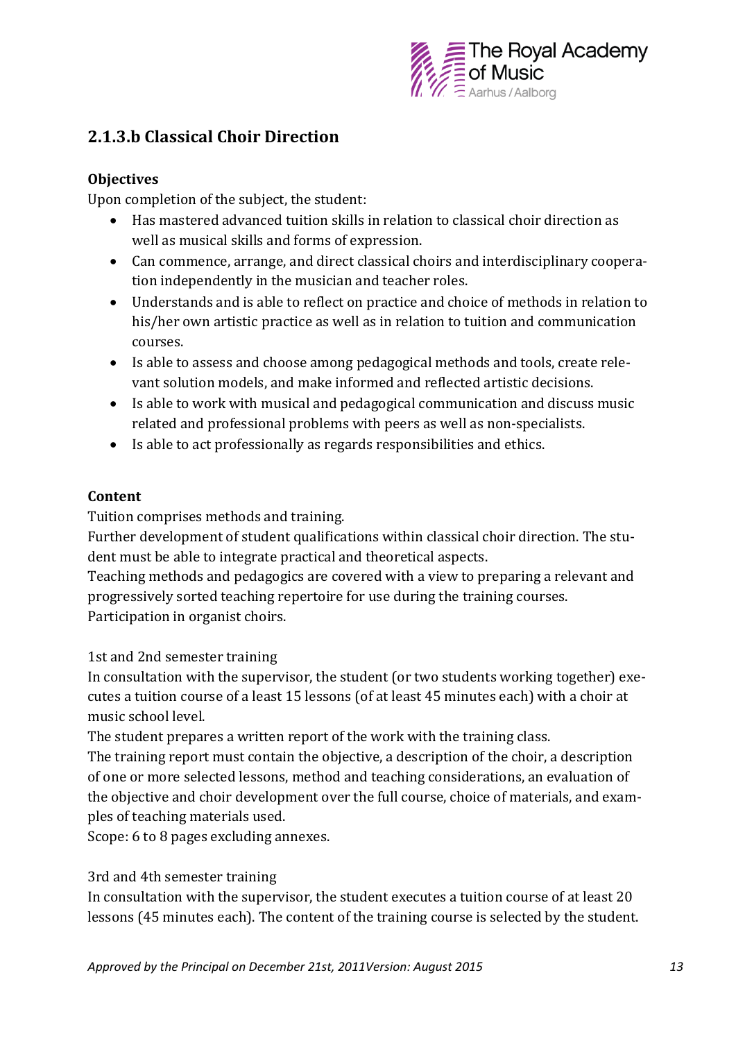## 2.1.3.b Classical Choir Direction

**Objectives**

Upon completion of the subject, the student:

- Has mastered advanced tuition skills in relation to classical choir direction as well as musical skills and forms of expression.
- Can commence, arrange, and direct classical choirs and interdisciplinary cooperation independently in the musician and teacher roles.
- Understands and is able to reflect on practice and choice of methods in relation to his/her own artistic practice as well as in relation to tuition and communication courses.
- Is able to assess and choose among pedagogical methods and tools, create relevant solution models, and make informed and reflected artistic decisions.
- Is able to work with musical and pedagogical communication and discuss music related and professional problems with peers as well as non-specialists.
- Is able to act professionally as regards responsibilities and ethics.

**Content**

Tuition comprises methods and training.

Further development of student qualifications within classical choir direction. The student must be able to integrate practical and theoretical aspects.

Teaching methods and pedagogics are covered with a view to preparing a relevant and progressively sorted teaching repertoire for use during the training courses.

Participation in organist choirs.

1st and 2nd semester training

In consultation with the supervisor, the student (or two students working together) executes a tuition course of a least 15 lessons (of at least 45 minutes each) with a choir at music school level.

The student prepares a written report of the work with the training class.

The training report must contain the objective, a description of the choir, a description of one or more selected lessons, method and teaching considerations, an evaluation of the objective and choir development over the full course, choice of materials, and examples of teaching materials used.

Scope: 6 to 8 pages excluding annexes.

3rd and 4th semester training

In consultation with the supervisor, the student executes a tuition course of at least 20 lessons (45 minutes each). The content of the training course is selected by the student.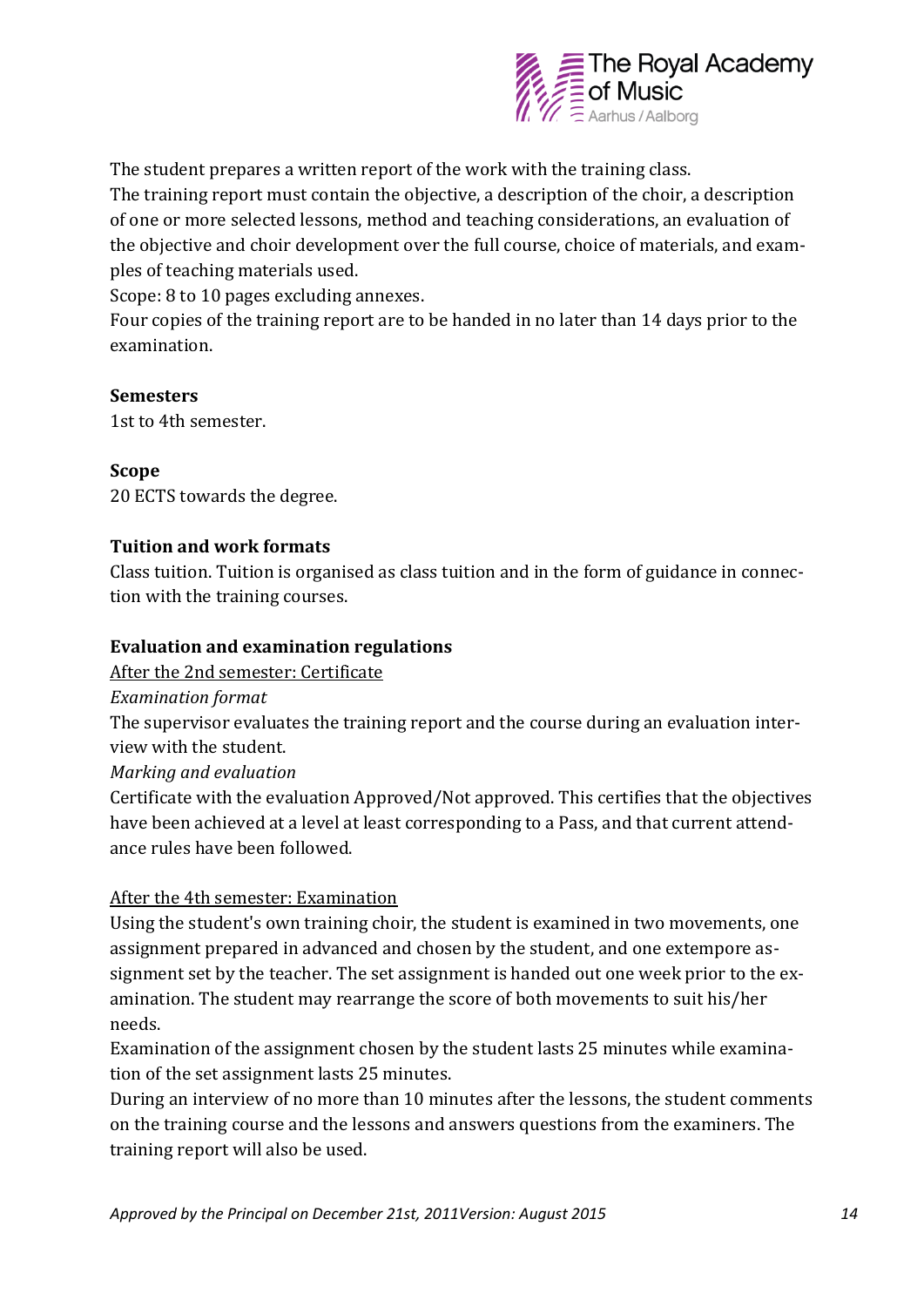The student prepares a written report of the work with the training class.
The training report must contain the objective, a description of the choir, a description of one or more selected lessons, method and teaching considerations, an evaluation of the objective and choir development over the full course, choice of materials, and examples of teaching materials used.
Scope: 8 to 10 pages excluding annexes.
Four copies of the training report are to be handed in no later than 14 days prior to the examination.

**Semesters**
1st to 4th semester.

**Scope**
20 ECTS towards the degree.

**Tuition and work formats**
Class tuition. Tuition is organised as class tuition and in the form of guidance in connection with the training courses.

**Evaluation and examination regulations**

After the 2nd semester: Certificate

*Examination format*

The supervisor evaluates the training report and the course during an evaluation interview with the student.

*Marking and evaluation*

Certificate with the evaluation Approved/Not approved. This certifies that the objectives have been achieved at a level at least corresponding to a Pass, and that current attendance rules have been followed.

After the 4th semester: Examination

Using the student's own training choir, the student is examined in two movements, one assignment prepared in advanced and chosen by the student, and one extempore assignment set by the teacher. The set assignment is handed out one week prior to the examination. The student may rearrange the score of both movements to suit his/her needs.
Examination of the assignment chosen by the student lasts 25 minutes while examination of the set assignment lasts 25 minutes.
During an interview of no more than 10 minutes after the lessons, the student comments on the training course and the lessons and answers questions from the examiners. The training report will also be used.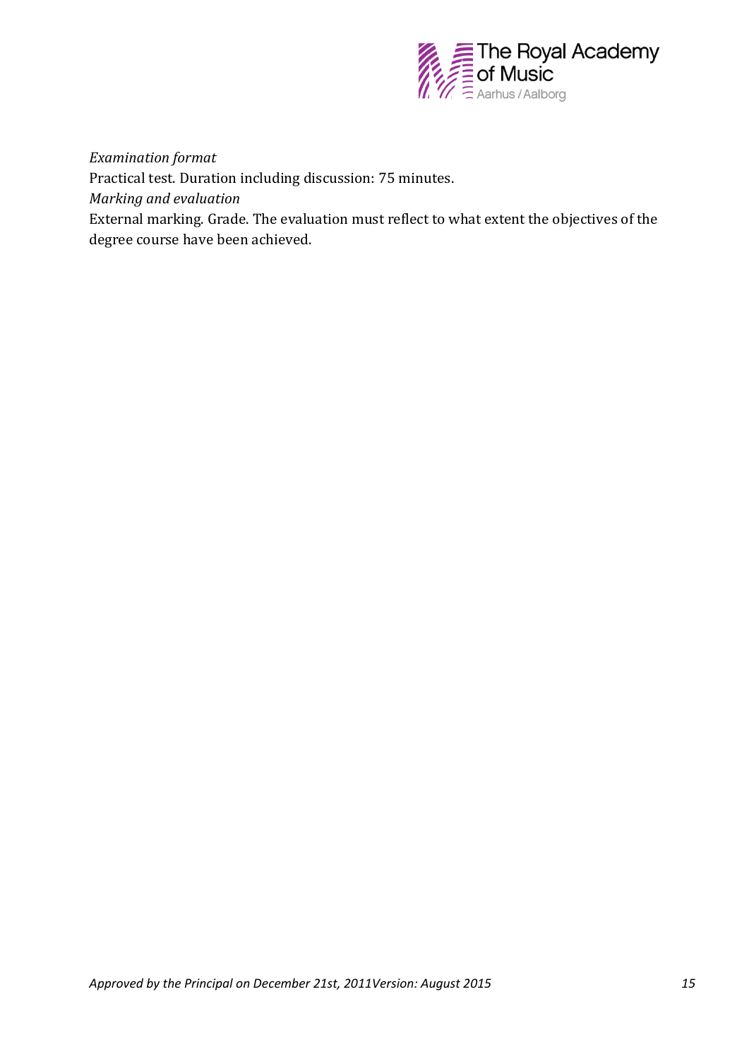*Examination format*

Practical test. Duration including discussion: 75 minutes.

*Marking and evaluation*

External marking. Grade. The evaluation must reflect to what extent the objectives of the degree course have been achieved.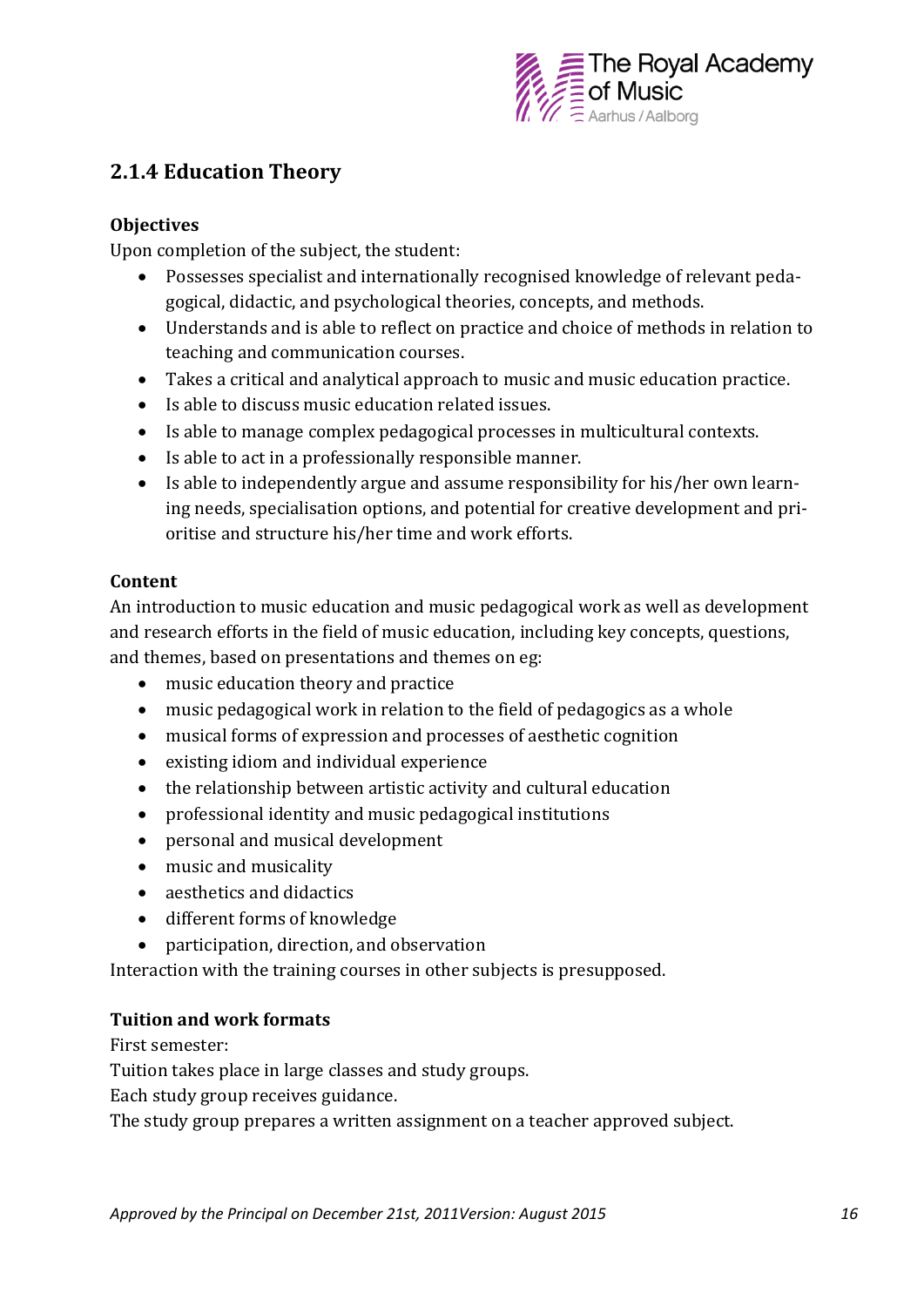## 2.1.4 Education Theory

**Objectives**

Upon completion of the subject, the student:

- Possesses specialist and internationally recognised knowledge of relevant pedagogical, didactic, and psychological theories, concepts, and methods.
- Understands and is able to reflect on practice and choice of methods in relation to teaching and communication courses.
- Takes a critical and analytical approach to music and music education practice.
- Is able to discuss music education related issues.
- Is able to manage complex pedagogical processes in multicultural contexts.
- Is able to act in a professionally responsible manner.
- Is able to independently argue and assume responsibility for his/her own learning needs, specialisation options, and potential for creative development and prioritise and structure his/her time and work efforts.

**Content**

An introduction to music education and music pedagogical work as well as development and research efforts in the field of music education, including key concepts, questions, and themes, based on presentations and themes on eg:

- music education theory and practice
- music pedagogical work in relation to the field of pedagogics as a whole
- musical forms of expression and processes of aesthetic cognition
- existing idiom and individual experience
- the relationship between artistic activity and cultural education
- professional identity and music pedagogical institutions
- personal and musical development
- music and musicality
- aesthetics and didactics
- different forms of knowledge
- participation, direction, and observation

Interaction with the training courses in other subjects is presupposed.

**Tuition and work formats**

First semester:

Tuition takes place in large classes and study groups.

Each study group receives guidance.

The study group prepares a written assignment on a teacher approved subject.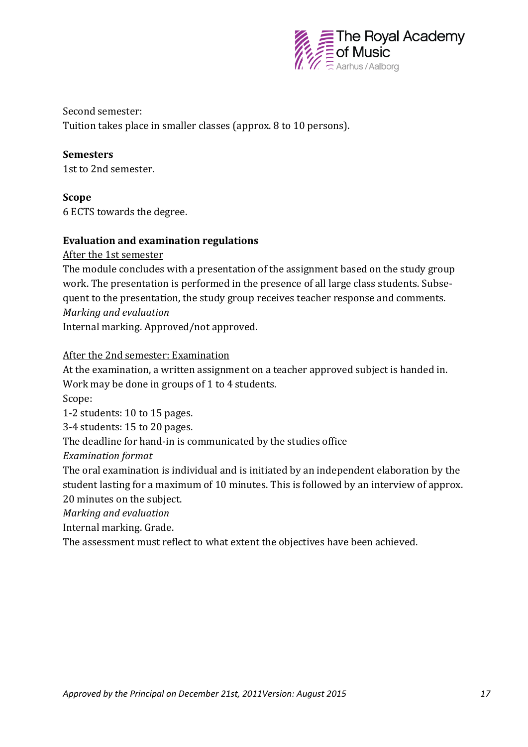Second semester:
Tuition takes place in smaller classes (approx. 8 to 10 persons).

**Semesters**
1st to 2nd semester.

**Scope**
6 ECTS towards the degree.

**Evaluation and examination regulations**

After the 1st semester

The module concludes with a presentation of the assignment based on the study group work. The presentation is performed in the presence of all large class students. Subsequent to the presentation, the study group receives teacher response and comments.

*Marking and evaluation*

Internal marking. Approved/not approved.

After the 2nd semester: Examination

At the examination, a written assignment on a teacher approved subject is handed in. Work may be done in groups of 1 to 4 students.

Scope:

1-2 students: 10 to 15 pages.

3-4 students: 15 to 20 pages.

The deadline for hand-in is communicated by the studies office

*Examination format*

The oral examination is individual and is initiated by an independent elaboration by the student lasting for a maximum of 10 minutes. This is followed by an interview of approx. 20 minutes on the subject.

*Marking and evaluation*

Internal marking. Grade.

The assessment must reflect to what extent the objectives have been achieved.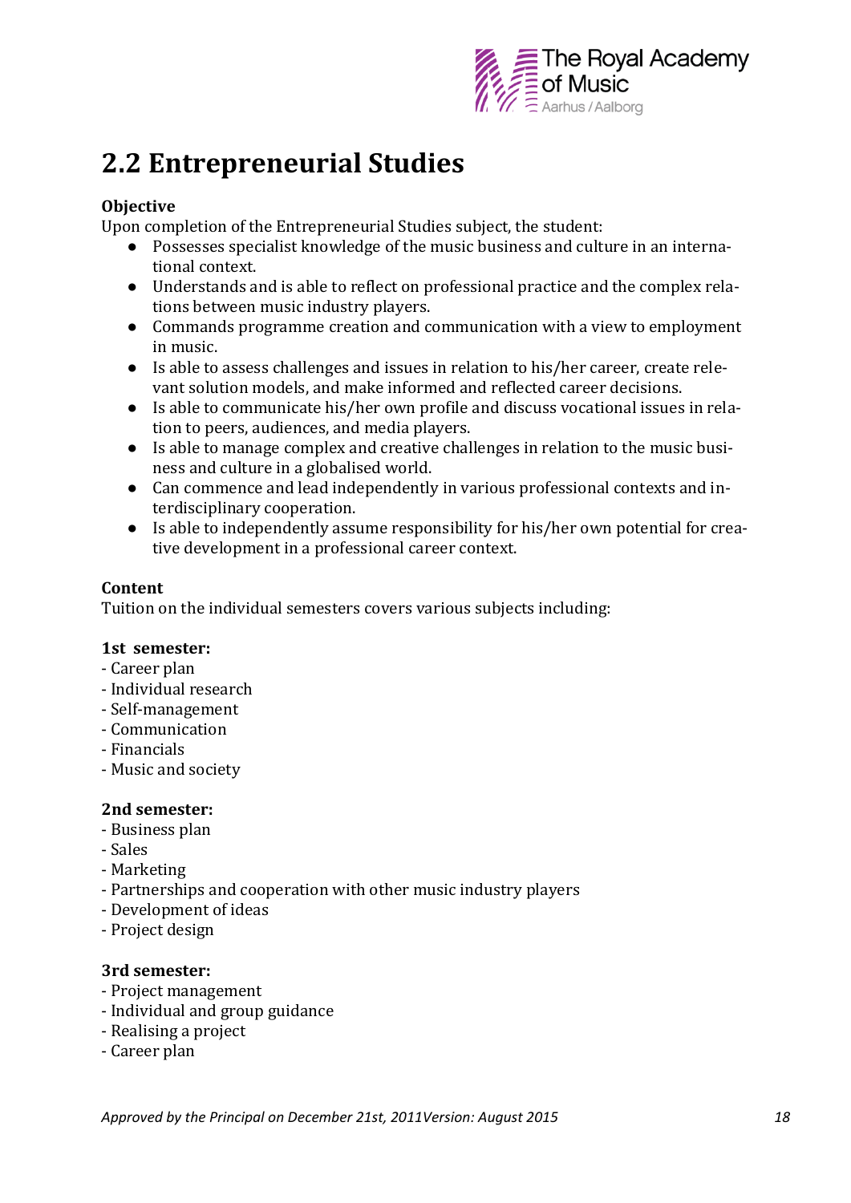## 2.2 Entrepreneurial Studies

**Objective**

Upon completion of the Entrepreneurial Studies subject, the student:

- Possesses specialist knowledge of the music business and culture in an international context.
- Understands and is able to reflect on professional practice and the complex relations between music industry players.
- Commands programme creation and communication with a view to employment in music.
- Is able to assess challenges and issues in relation to his/her career, create relevant solution models, and make informed and reflected career decisions.
- Is able to communicate his/her own profile and discuss vocational issues in relation to peers, audiences, and media players.
- Is able to manage complex and creative challenges in relation to the music business and culture in a globalised world.
- Can commence and lead independently in various professional contexts and interdisciplinary cooperation.
- Is able to independently assume responsibility for his/her own potential for creative development in a professional career context.

**Content**

Tuition on the individual semesters covers various subjects including:

**1st semester:**

- Career plan
- Individual research
- Self-management
- Communication
- Financials
- Music and society

**2nd semester:**

- Business plan
- Sales
- Marketing
- Partnerships and cooperation with other music industry players
- Development of ideas
- Project design

**3rd semester:**

- Project management
- Individual and group guidance
- Realising a project
- Career plan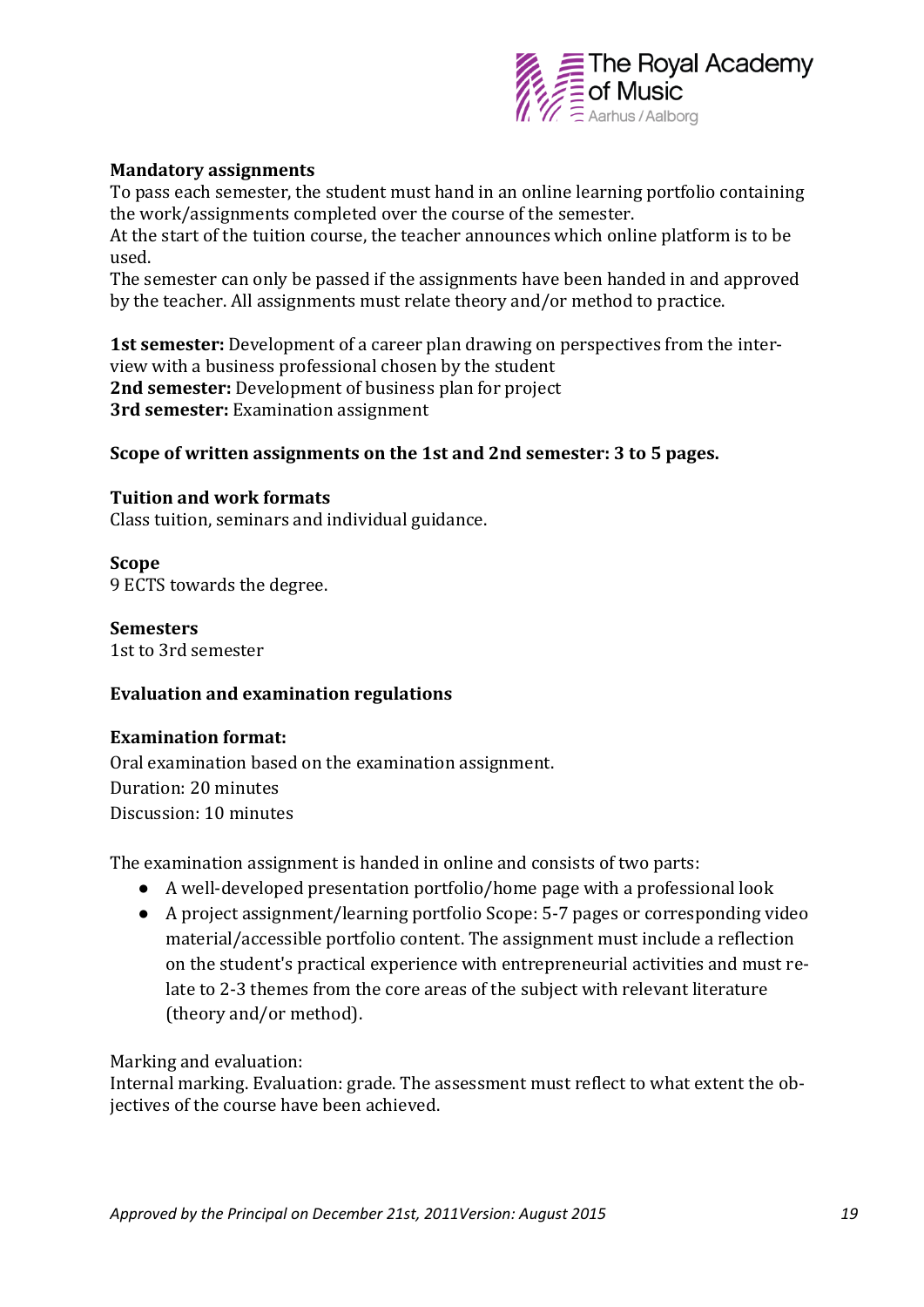**Mandatory assignments**

To pass each semester, the student must hand in an online learning portfolio containing the work/assignments completed over the course of the semester.
At the start of the tuition course, the teacher announces which online platform is to be used.
The semester can only be passed if the assignments have been handed in and approved by the teacher. All assignments must relate theory and/or method to practice.

**1st semester:** Development of a career plan drawing on perspectives from the interview with a business professional chosen by the student
**2nd semester:** Development of business plan for project
**3rd semester:** Examination assignment

**Scope of written assignments on the 1st and 2nd semester: 3 to 5 pages.**

**Tuition and work formats**

Class tuition, seminars and individual guidance.

**Scope**

9 ECTS towards the degree.

**Semesters**

1st to 3rd semester

**Evaluation and examination regulations**

**Examination format:**

Oral examination based on the examination assignment.
Duration: 20 minutes
Discussion: 10 minutes

The examination assignment is handed in online and consists of two parts:

- A well-developed presentation portfolio/home page with a professional look
- A project assignment/learning portfolio Scope: 5-7 pages or corresponding video material/accessible portfolio content. The assignment must include a reflection on the student's practical experience with entrepreneurial activities and must relate to 2-3 themes from the core areas of the subject with relevant literature (theory and/or method).

Marking and evaluation:
Internal marking. Evaluation: grade. The assessment must reflect to what extent the objectives of the course have been achieved.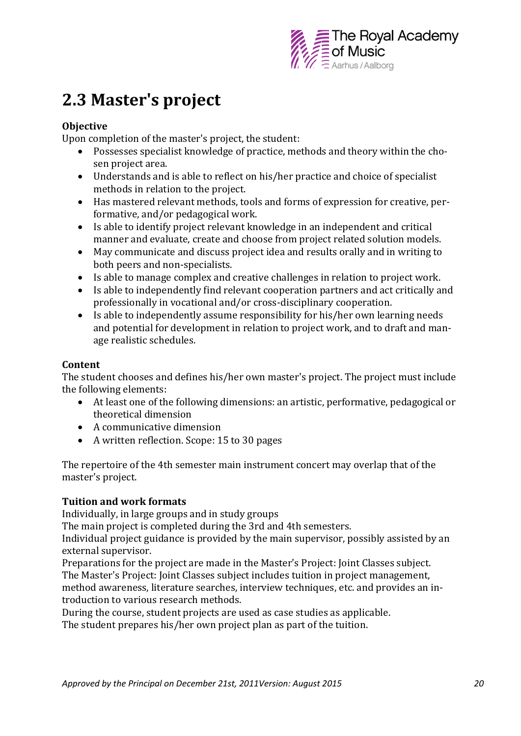# 2.3 Master's project

**Objective**

Upon completion of the master's project, the student:

- Possesses specialist knowledge of practice, methods and theory within the chosen project area.
- Understands and is able to reflect on his/her practice and choice of specialist methods in relation to the project.
- Has mastered relevant methods, tools and forms of expression for creative, performative, and/or pedagogical work.
- Is able to identify project relevant knowledge in an independent and critical manner and evaluate, create and choose from project related solution models.
- May communicate and discuss project idea and results orally and in writing to both peers and non-specialists.
- Is able to manage complex and creative challenges in relation to project work.
- Is able to independently find relevant cooperation partners and act critically and professionally in vocational and/or cross-disciplinary cooperation.
- Is able to independently assume responsibility for his/her own learning needs and potential for development in relation to project work, and to draft and manage realistic schedules.

**Content**

The student chooses and defines his/her own master's project. The project must include the following elements:

- At least one of the following dimensions: an artistic, performative, pedagogical or theoretical dimension
- A communicative dimension
- A written reflection. Scope: 15 to 30 pages

The repertoire of the 4th semester main instrument concert may overlap that of the master's project.

**Tuition and work formats**

Individually, in large groups and in study groups

The main project is completed during the 3rd and 4th semesters.

Individual project guidance is provided by the main supervisor, possibly assisted by an external supervisor.

Preparations for the project are made in the Master's Project: Joint Classes subject.

The Master's Project: Joint Classes subject includes tuition in project management, method awareness, literature searches, interview techniques, etc. and provides an introduction to various research methods.

During the course, student projects are used as case studies as applicable.

The student prepares his/her own project plan as part of the tuition.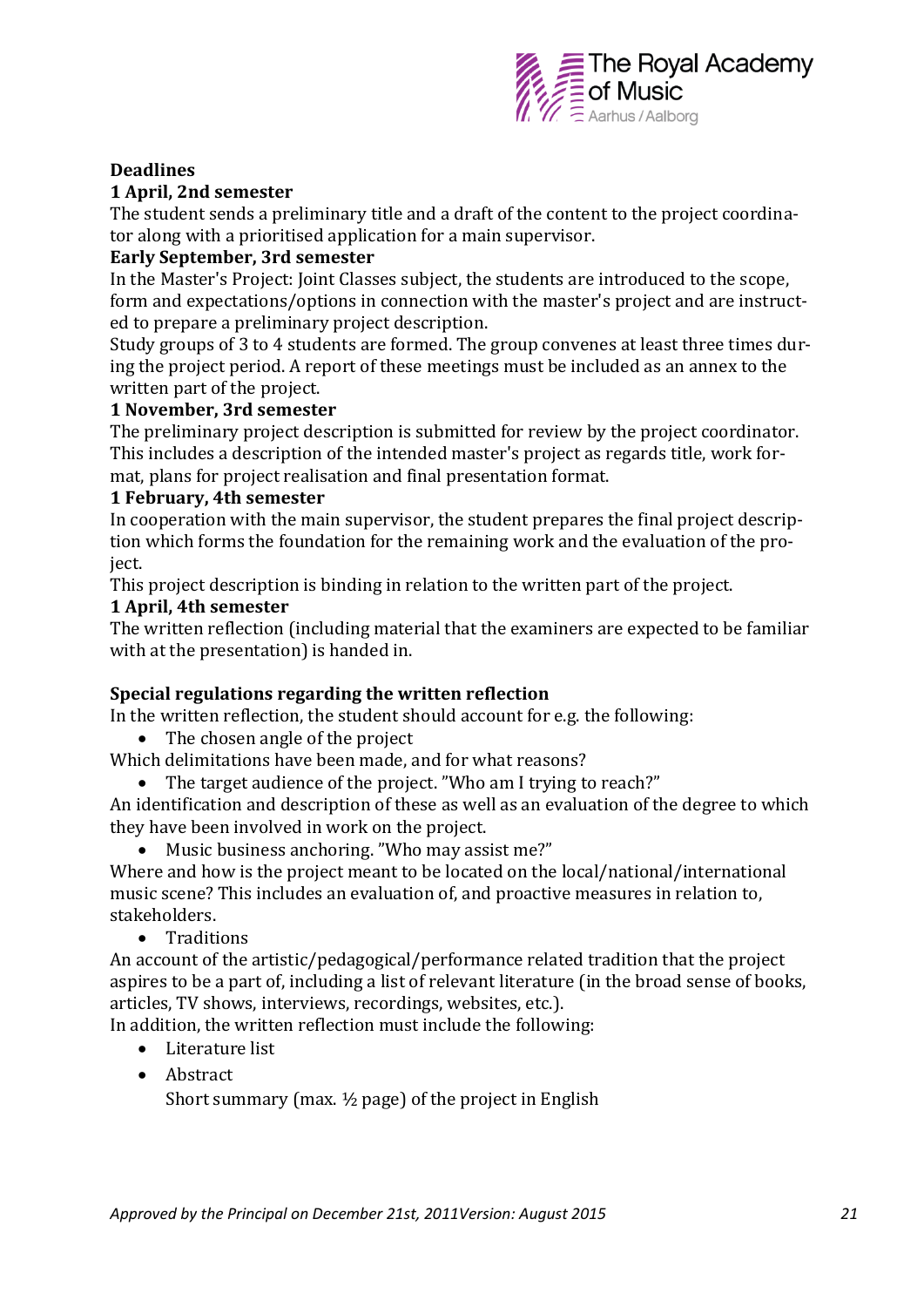**Deadlines**

**1 April, 2nd semester**

The student sends a preliminary title and a draft of the content to the project coordinator along with a prioritised application for a main supervisor.

**Early September, 3rd semester**

In the Master's Project: Joint Classes subject, the students are introduced to the scope, form and expectations/options in connection with the master's project and are instructed to prepare a preliminary project description.

Study groups of 3 to 4 students are formed. The group convenes at least three times during the project period. A report of these meetings must be included as an annex to the written part of the project.

**1 November, 3rd semester**

The preliminary project description is submitted for review by the project coordinator. This includes a description of the intended master's project as regards title, work format, plans for project realisation and final presentation format.

**1 February, 4th semester**

In cooperation with the main supervisor, the student prepares the final project description which forms the foundation for the remaining work and the evaluation of the project.

This project description is binding in relation to the written part of the project.

**1 April, 4th semester**

The written reflection (including material that the examiners are expected to be familiar with at the presentation) is handed in.

**Special regulations regarding the written reflection**

In the written reflection, the student should account for e.g. the following:

- The chosen angle of the project

Which delimitations have been made, and for what reasons?

- The target audience of the project. "Who am I trying to reach?"

An identification and description of these as well as an evaluation of the degree to which they have been involved in work on the project.

- Music business anchoring. "Who may assist me?"

Where and how is the project meant to be located on the local/national/international music scene? This includes an evaluation of, and proactive measures in relation to, stakeholders.

- Traditions

An account of the artistic/pedagogical/performance related tradition that the project aspires to be a part of, including a list of relevant literature (in the broad sense of books, articles, TV shows, interviews, recordings, websites, etc.).

In addition, the written reflection must include the following:

- Literature list
- Abstract
  Short summary (max. ½ page) of the project in English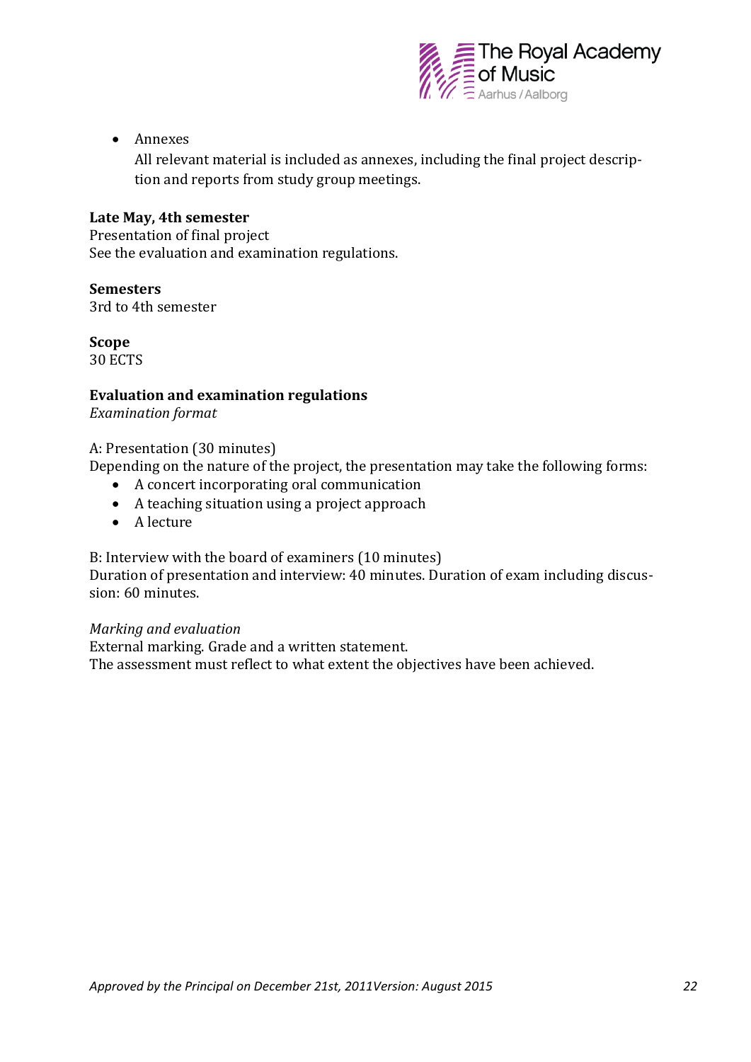- Annexes
  All relevant material is included as annexes, including the final project description and reports from study group meetings.

**Late May, 4th semester**
Presentation of final project
See the evaluation and examination regulations.

**Semesters**
3rd to 4th semester

**Scope**
30 ECTS

**Evaluation and examination regulations**
*Examination format*

A: Presentation (30 minutes)
Depending on the nature of the project, the presentation may take the following forms:

- A concert incorporating oral communication
- A teaching situation using a project approach
- A lecture

B: Interview with the board of examiners (10 minutes)
Duration of presentation and interview: 40 minutes. Duration of exam including discussion: 60 minutes.

*Marking and evaluation*
External marking. Grade and a written statement.
The assessment must reflect to what extent the objectives have been achieved.